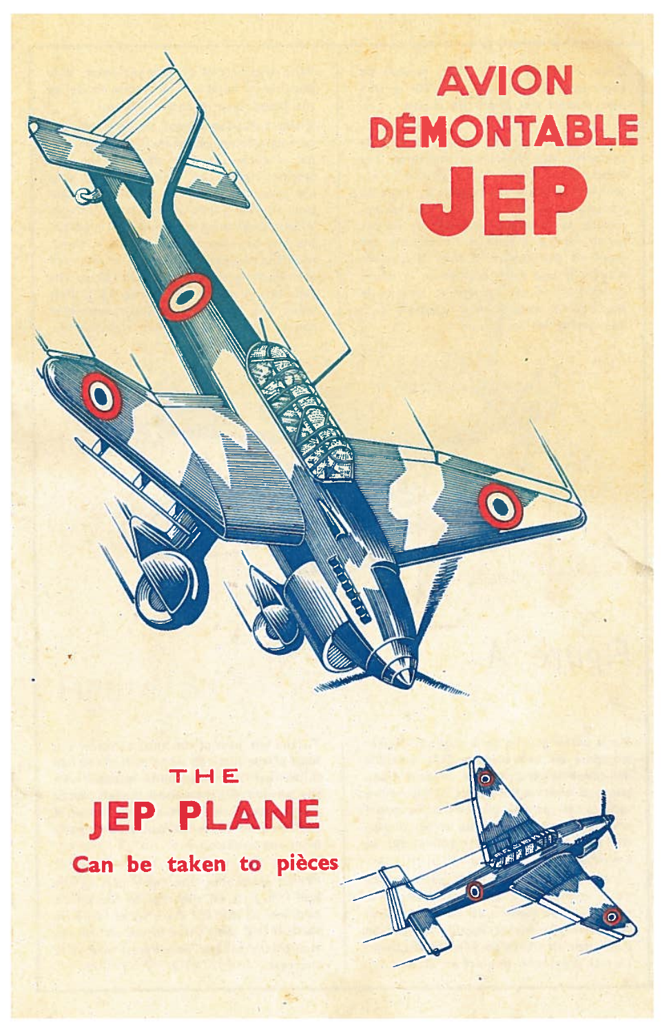# AVION DÉMONTABLE JEP

## THE JEP PLANE

**Can be taken to pièces**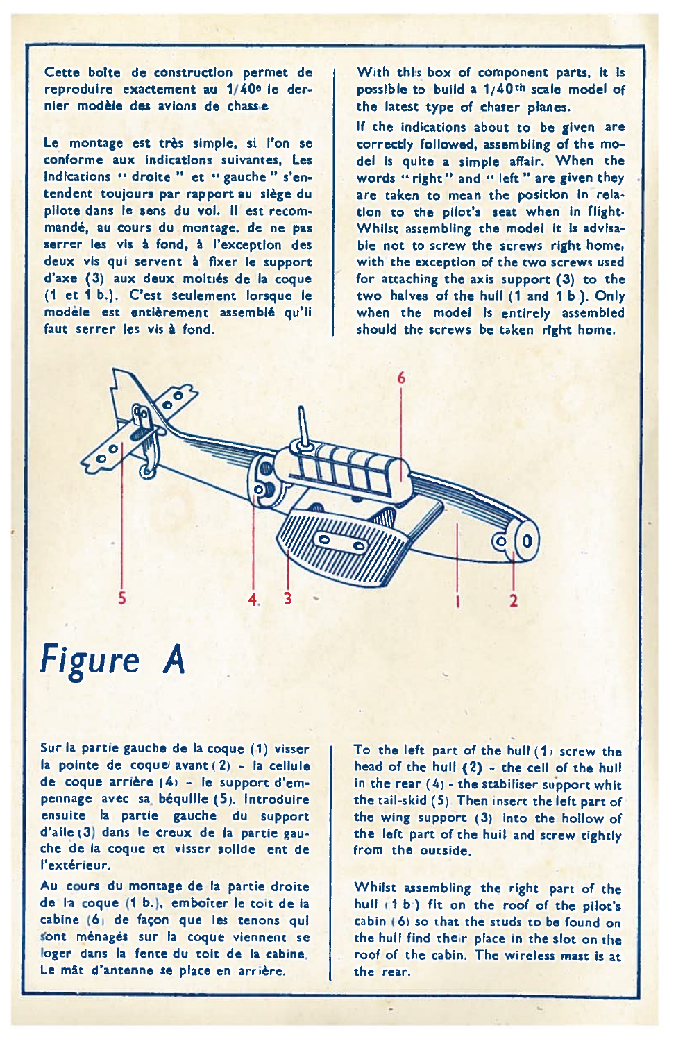Cette boite de construction permet de reproduire exactement au 1/40e le dernier modèle des avions de chasse

Le montage est très simple, si l'on se conforme aux indications suivantes, Les indications " droite " et " gauche " s'entendent toujours par rapport au siège du pilote dans le sens du vol. Il est recommandé, au cours du montage, de ne pas serrer les vis à fond, à l'exception des deux vis qui servent à fixer le support d'axe (3) aux deux moitiés de la coque (1 et 1 b.). C'est seulement lorsque le modèle est entièrement assemblé qu'il faut serrer les vis à fond.

With this box of component parts, it is possible to build a 1/40th scale model of the latest type of chaser planes.

If the indications about to be given are correctly followed, assembling of the model is quite a simple affair. When the words " right " and " left " are given they are taken to mean the position in relation to the pilot's seat when in flight. Whilst assembling the model it is advisable not to screw the screws right home, with the exception of the two screws used for attaching the axis support (3) to the two halves of the hull (1 and 1 b). Only when the model is entirely assembled should the screws be taken right home.

5 4 3 1 2 6

# *Figure A*

Sur la partie gauche de la coque (1) visser la pointe de coque avant (2) - la cellule de coque arrière (4) - le support d'empennage avec sa béquille (5). Introduire ensuite la partie gauche du support d'aile (3) dans le creux de la partie gauche de la coque et visser solidement de l'extérieur.

Au cours du montage de la partie droite de la coque (1 b.), emboîter le toit de la cabine (6) de façon que les tenons qui sont ménagés sur la coque viennent se loger dans la fente du toit de la cabine. Le mât d'antenne se place en arrière.

To the left part of the hull (1) screw the head of the hull (2) - the cell of the hull in the rear (4) - the stabiliser support whit the tail-skid (5). Then insert the left part of the wing support (3) into the hollow of the left part of the hull and screw tightly from the outside.

Whilst assembling the right part of the hull (1 b) fit on the roof of the pilot's cabin (6) so that the studs to be found on the hull find their place in the slot on the roof of the cabin. The wireless mast is at the rear.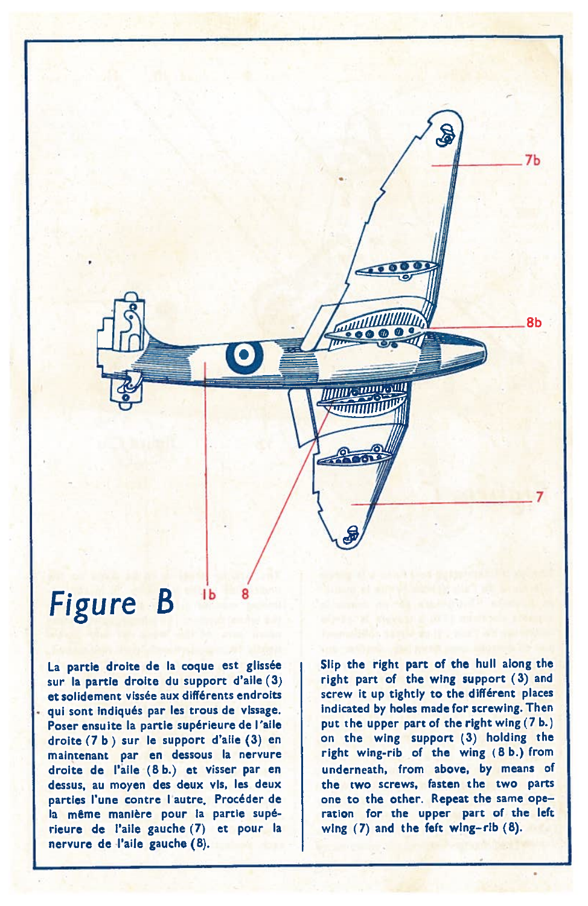# Figure B

La partie droite de la coque est glissée sur la partie droite du support d'aile (3) et solidement vissée aux différents endroits qui sont indiqués par les trous de vissage. Poser ensuite la partie supérieure de l'aile droite (7 b) sur le support d'aile (3) en maintenant par en dessous la nervure droite de l'aile (8 b.) et visser par en dessus, au moyen des deux vis, les deux parties l'une contre l'autre. Procéder de la même manière pour la partie supérieure de l'aile gauche (7) et pour la nervure de l'aile gauche (8).

Slip the right part of the hull along the right part of the wing support (3) and screw it up tightly to the different places indicated by holes made for screwing. Then put the upper part of the right wing (7 b.) on the wing support (3) holding the right wing-rib of the wing (8 b.) from underneath, from above, by means of the two screws, fasten the two parts one to the other. Repeat the same operation for the upper part of the left wing (7) and the feft wing-rib (8).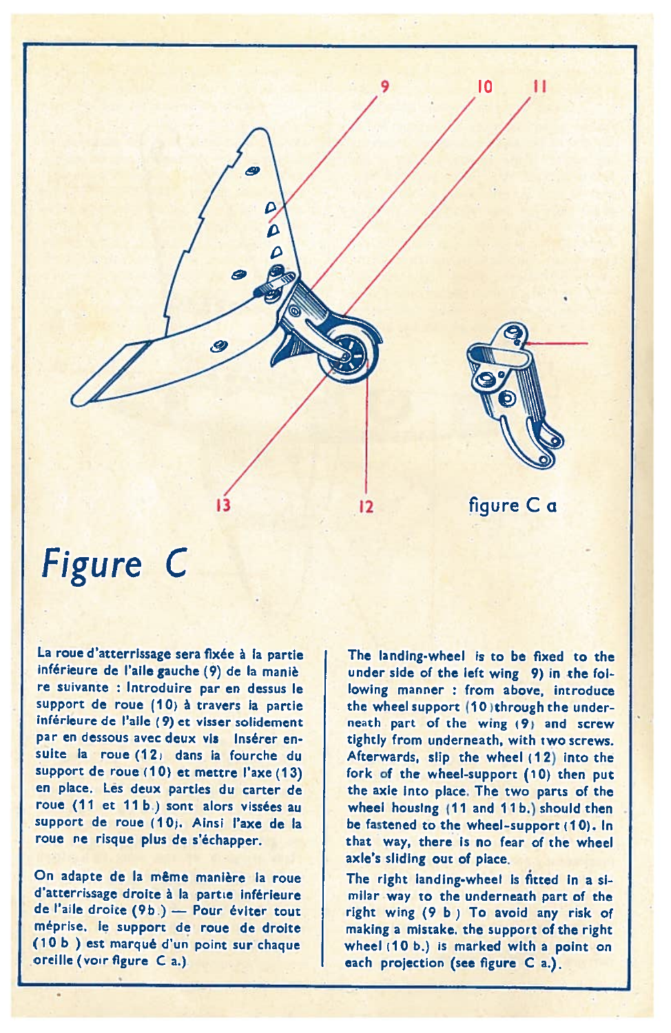# Figure C

figure C a

La roue d'atterrissage sera fixée à la partie inférieure de l'aile gauche (9) de la maniè re suivante : Introduire par en dessus le support de roue (10) à travers la partie inférieure de l'aile (9) et visser solidement par en dessous avec deux vis Insérer ensuite la roue (12) dans la fourche du support de roue (10) et mettre l'axe (13) en place. Les deux parties du carter de roue (11 et 11 b.) sont alors vissées au support de roue (10). Ainsi l'axe de la roue ne risque plus de s'échapper.

On adapte de la même manière la roue d'atterrissage droite à la partie inférieure de l'aile droite (9 b.) — Pour éviter toute méprise, le support de roue de droite (10 b ) est marqué d'un point sur chaque oreille (voir figure C a.)

The landing-wheel is to be fixed to the under side of the left wing 9) in the following manner : from above, introduce the wheel support (10) through the underneath part of the wing (9) and screw tightly from underneath, with two screws. Afterwards, slip the wheel (12) into the fork of the wheel-support (10) then put the axle into place. The two parts of the wheel housing (11 and 11 b.) should then be fastened to the wheel-support (10). In that way, there is no fear of the wheel axle's sliding out of place.

The right landing-wheel is fitted in a similar way to the underneath part of the right wing (9 b ) To avoid any risk of making a mistake, the support of the right wheel (10 b.) is marked with a point on each projection (see figure C a.).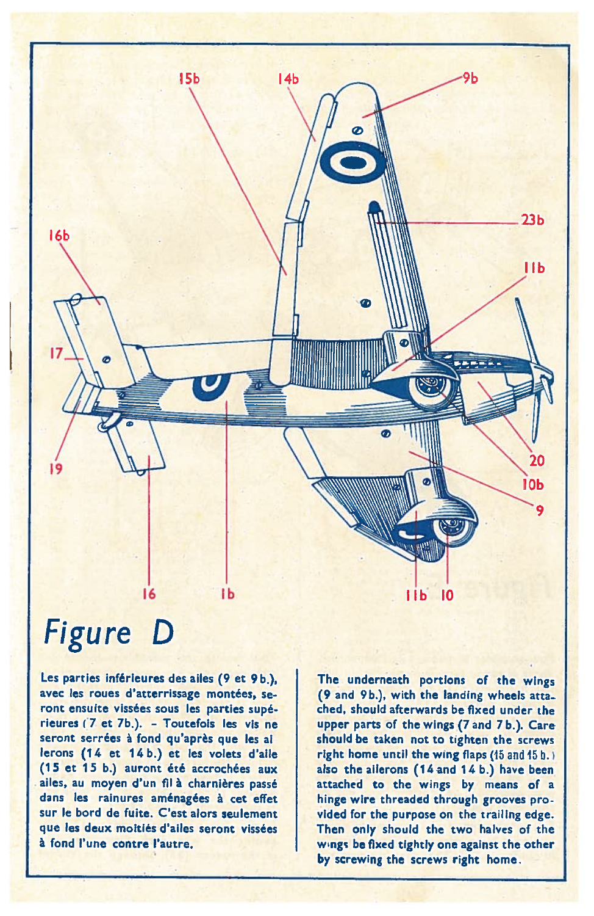# Figure D

Les parties inférieures des ailes (9 et 9 b.), avec les roues d'atterrissage montées, seront ensuite vissées sous les parties supérieures (7 et 7b.). - Toutefois les vis ne seront serrées à fond qu'après que les ailerons (14 et 14 b.) et les volets d'aile (15 et 15 b.) auront été accrochées aux ailes, au moyen d'un fil à charnières passé dans les rainures aménagées à cet effet sur le bord de fuite. C'est alors seulement que les deux moitiés d'ailes seront vissées à fond l'une contre l'autre.

The underneath portions of the wings (9 and 9b.), with the landing wheels attached, should afterwards be fixed under the upper parts of the wings (7 and 7 b.). Care should be taken not to tighten the screws right home until the wing flaps (15 and 15 b.) also the ailerons (14 and 14 b.) have been attached to the wings by means of a hinge wire threaded through grooves provided for the purpose on the trailing edge. Then only should the two halves of the wings be fixed tightly one against the other by screwing the screws right home.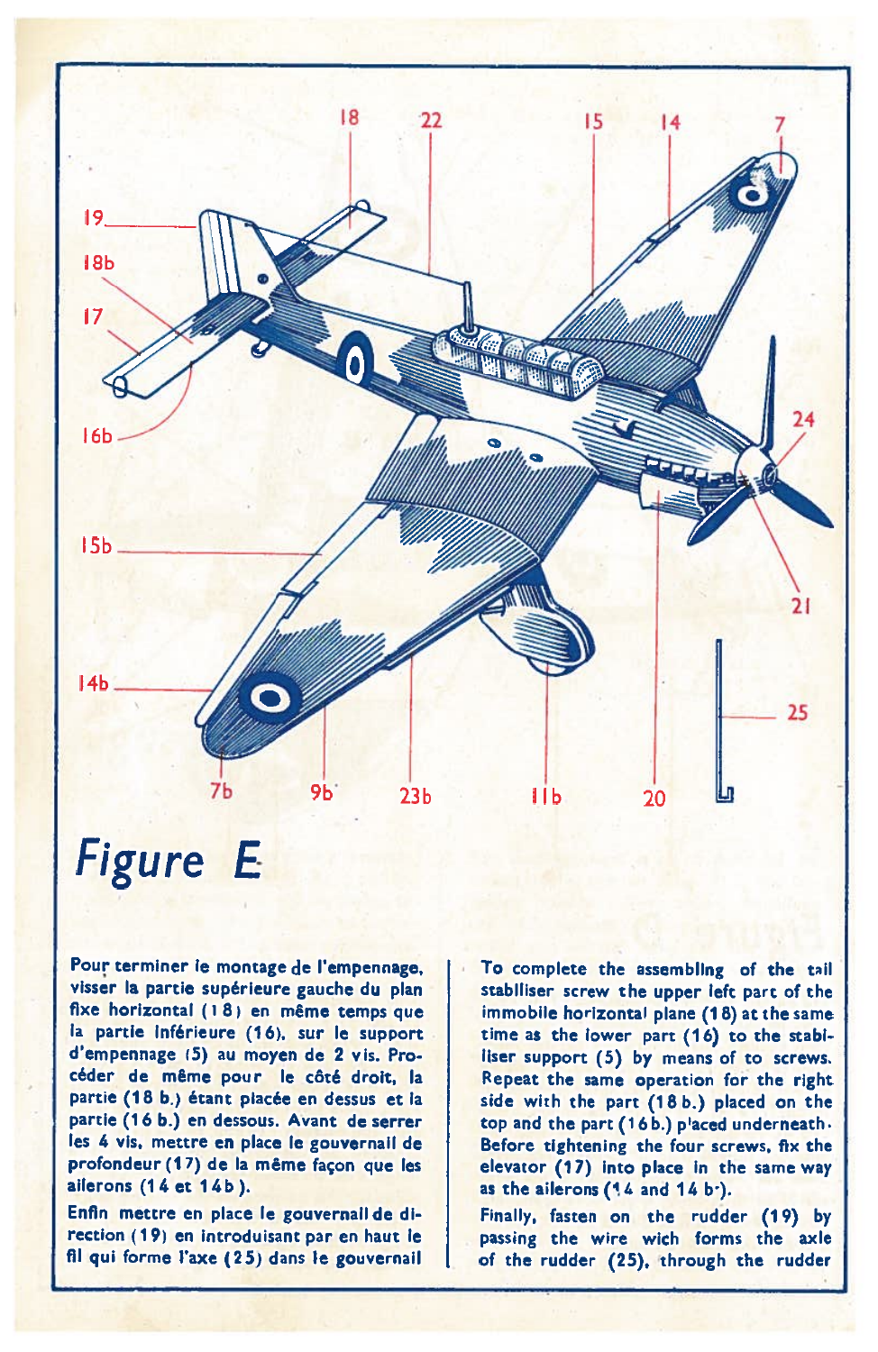18 22 15 14 7

19

18b

17

16b

24

15b

21

14b

25

7b 9b 23b 11b 20

# Figure E

Pour terminer le montage de l'empennage, visser la partie supérieure gauche du plan fixe horizontal (18) en même temps que la partie inférieure (16), sur le support d'empennage (5) au moyen de 2 vis. Procéder de même pour le côté droit, la partie (18 b.) étant placée en dessus et la partie (16 b.) en dessous. Avant de serrer les 4 vis, mettre en place le gouvernail de profondeur (17) de la même façon que les ailerons (14 et 14b).

Enfin mettre en place le gouvernail de direction (19) en introduisant par en haut le fil qui forme l'axe (25) dans le gouvernail

To complete the assembling of the tail stabiliser screw the upper left part of the immobile horizontal plane (18) at the same time as the lower part (16) to the stabiliser support (5) by means of to screws. Repeat the same operation for the right side with the part (18 b.) placed on the top and the part (16 b.) placed underneath. Before tightening the four screws, fix the elevator (17) into place in the same way as the ailerons (14 and 14 b).

Finally, fasten on the rudder (19) by passing the wire wich forms the axle of the rudder (25), through the rudder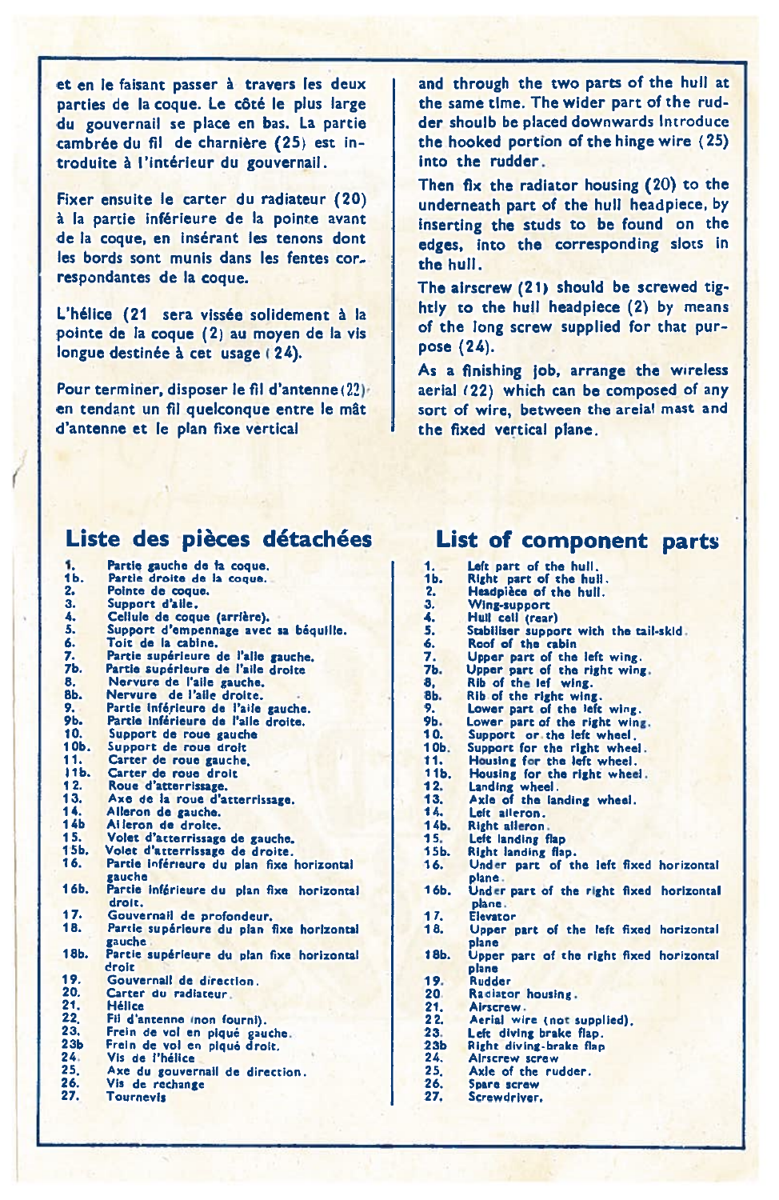et en le faisant passer à travers les deux parties de la coque. Le côté le plus large du gouvernail se place en bas. La partie cambrée du fil de charnière (25) est introduite à l'intérieur du gouvernail.

Fixer ensuite le carter du radiateur (20) à la partie inférieure de la pointe avant de la coque, en insérant les tenons dont les bords sont munis dans les fentes correspondantes de la coque.

L'hélice (21 sera vissée solidement à la pointe de la coque (2) au moyen de la vis longue destinée à cet usage (24).

Pour terminer, disposer le fil d'antenne (22) en tendant un fil quelconque entre le mât d'antenne et le plan fixe vertical

and through the two parts of the hull at the same time. The wider part of the rudder shoulb be placed downwards Introduce the hooked portion of the hinge wire (25) into the rudder.

Then fix the radiator housing (20) to the underneath part of the hull headpiece, by inserting the studs to be found on the edges, into the corresponding slots in the hull.

The airscrew (21) should be screwed tightly to the hull headpiece (2) by means of the long screw supplied for that purpose (24).

As a finishing job, arrange the wireless aerial (22) which can be composed of any sort of wire, between the areial mast and the fixed vertical plane.

## Liste des pièces détachées

- **1.** Partie gauche de la coque.
- **1b.** Partie droite de la coque.
- **2.** Pointe de coque.
- **3.** Support d'aile.
- **4.** Cellule de coque (arrière).
- **5.** Support d'empennage avec sa béquille.
- **6.** Toit de la cabine.
- **7.** Partie supérieure de l'aile gauche.
- **7b.** Partie supérieure de l'aile droite
- **8.** Nervure de l'aile gauche.
- **8b.** Nervure de l'aile droite.
- **9.** Partie inférieure de l'aile gauche.
- **9b.** Partie inférieure de l'aile droite.
- **10.** Support de roue gauche
- **10b.** Support de roue droit
- **11.** Carter de roue gauche.
- **11b.** Carter de roue droit
- **12.** Roue d'atterrissage.
- **13.** Axe de la roue d'atterrissage.
- **14.** Aileron de gauche.
- **14b** Aileron de droite.
- **15.** Volet d'atterrissage de gauche.
- **15b.** Volet d'atterrissage de droite.
- **16.** Partie inférieure du plan fixe horizontal gauche
- **16b.** Partie inférieure du plan fixe horizontal droit.
- **17.** Gouvernail de profondeur.
- **18.** Partie supérieure du plan fixe horizontal gauche
- **18b.** Partie supérieure du plan fixe horizontal droit
- **19.** Gouvernail de direction.
- **20.** Carter du radiateur.
- **21.** Hélice
- **22.** Fil d'antenne (non fourni).
- **23.** Frein de vol en piqué gauche.
- **23b** Frein de vol en piqué droit.
- **24.** Vis de l'hélice
- **25.** Axe du gouvernail de direction.
- **26.** Vis de rechange
- **27.** Tournevis

## List of component parts

- **1.** Left part of the hull.
- **1b.** Right part of the hull.
- **2.** Headpièce of the hull.
- **3.** Wing-support
- **4.** Hull cell (rear)
- **5.** Stabiliser support with the tail-skid.
- **6.** Roof of the cabin
- **7.** Upper part of the left wing.
- **7b.** Upper part of the right wing.
- **8,** Rib of the lef wing.
- **8b.** Rib of the right wing.
- **9.** Lower part of the left wing.
- **9b.** Lower part of the right wing.
- **10.** Support or the left wheel.
- **10b.** Support for the right wheel.
- **11.** Housing for the left wheel.
- **11b.** Housing for the right wheel.
- **12.** Landing wheel.
- **13.** Axle of the landing wheel.
- **14.** Left aileron.
- **14b.** Right aileron.
- **15.** Left landing flap
- **15b.** Right landing flap.
- **16.** Under part of the left fixed horizontal plane.
- **16b.** Under part of the right fixed horizontal plane.
- **17.** Elevator
- **18.** Upper part of the left fixed horizontal plane
- **18b.** Upper part of the right fixed horizontal plane
- **19.** Rudder
- **20** Radiator housing.
- **21.** Airscrew.
- **22.** Aerial wire (not supplied).
- **23.** Left diving brake flap.
- **23b** Right diving-brake flap
- **24.** Airscrew screw
- **25.** Axle of the rudder.
- **26.** Spare screw
- **27.** Screwdriver.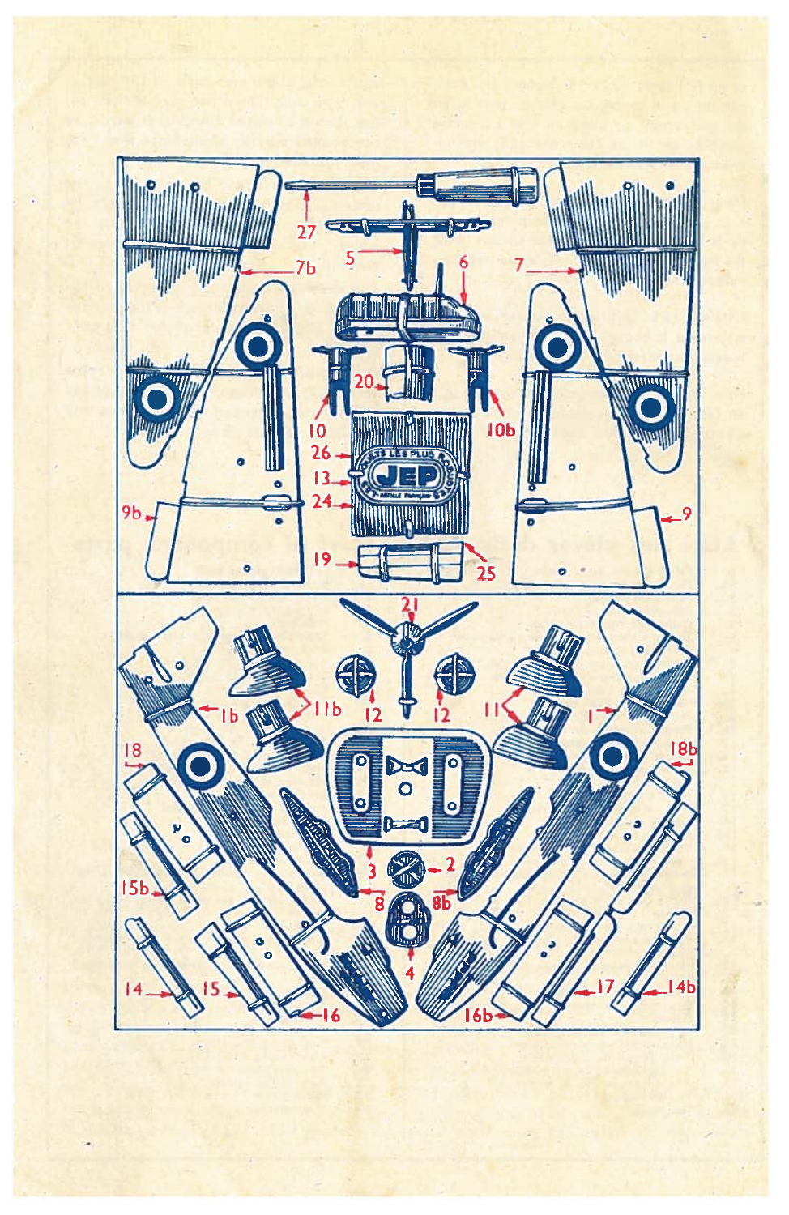27
7b
5
6
7
20
10
10b
26
13
24
JOUETS LES PLUS ROBUSTES
JEP
9b
9
19
25
21
1b
11b
12
12
11
1
18
18b
3
2
15b
8
8b
4
14
15
16
16b
17
14b